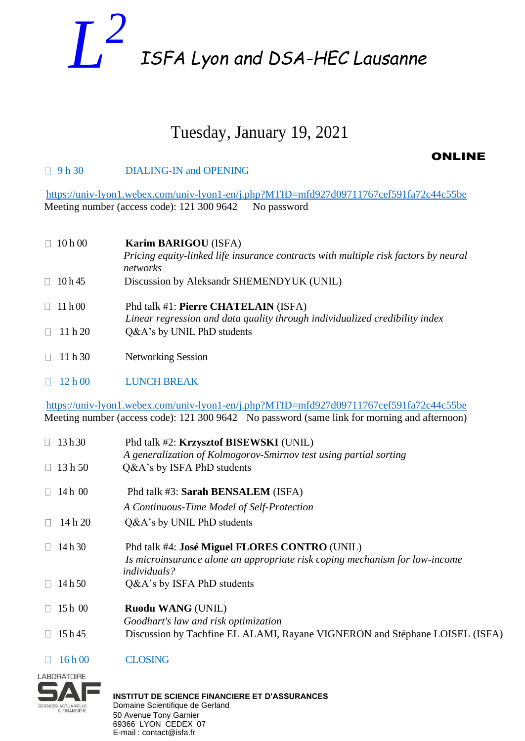# $L^2$ ISFA Lyon and DSA-HEC Lausanne

## Tuesday, January 19, 2021

**ONLINE**

- 9 h 30 DIALING-IN and OPENING

https://univ-lyon1.webex.com/univ-lyon1-en/j.php?MTID=mfd927d09711767cef591fa72c44c55be
Meeting number (access code): 121 300 9642 No password

- 10 h 00 **Karim BARIGOU** (ISFA)
  *Pricing equity-linked life insurance contracts with multiple risk factors by neural networks*
- 10 h 45 Discussion by Aleksandr SHEMENDYUK (UNIL)

- 11 h 00 Phd talk #1: **Pierre CHATELAIN** (ISFA)
  *Linear regression and data quality through individualized credibility index*
- 11 h 20 Q&A's by UNIL PhD students

- 11 h 30 Networking Session

- 12 h 00 LUNCH BREAK

https://univ-lyon1.webex.com/univ-lyon1-en/j.php?MTID=mfd927d09711767cef591fa72c44c55be
Meeting number (access code): 121 300 9642 No password (same link for morning and afternoon)

- 13 h 30 Phd talk #2: **Krzysztof BISEWSKI** (UNIL)
  *A generalization of Kolmogorov-Smirnov test using partial sorting*
- 13 h 50 Q&A's by ISFA PhD students

- 14 h 00 Phd talk #3: **Sarah BENSALEM** (ISFA)
  *A Continuous-Time Model of Self-Protection*
- 14 h 20 Q&A's by UNIL PhD students

- 14 h 30 Phd talk #4: **José Miguel FLORES CONTRO** (UNIL)
  *Is microinsurance alone an appropriate risk coping mechanism for low-income individuals?*
- 14 h 50 Q&A's by ISFA PhD students

- 15 h 00 **Ruodu WANG** (UNIL)
  *Goodhart's law and risk optimization*
- 15 h 45 Discussion by Tachfine EL ALAMI, Rayane VIGNERON and Stéphane LOISEL (ISFA)

- 16 h 00 CLOSING

LABORATOIRE SAF
SCIENCES ACTUARIELLE & FINANCIÈRE

**INSTITUT DE SCIENCE FINANCIERE ET D'ASSURANCES**
Domaine Scientifique de Gerland
50 Avenue Tony Garnier
69366 LYON CEDEX 07
E-mail : contact@isfa.fr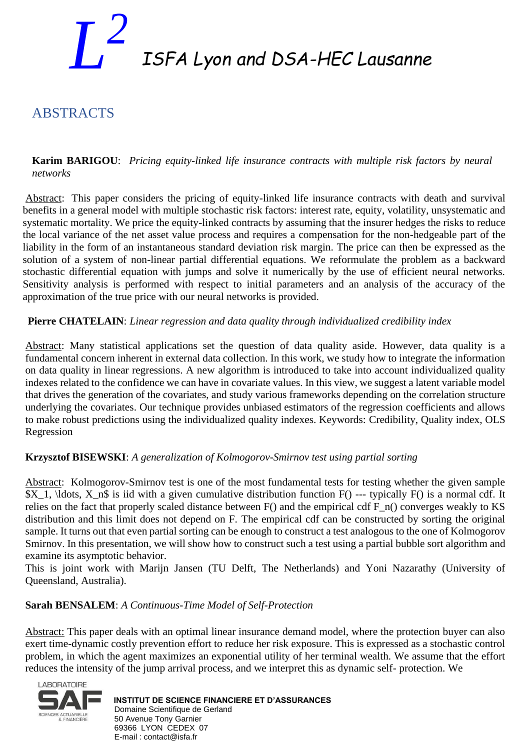# $L^2$ ISFA Lyon and DSA-HEC Lausanne

## ABSTRACTS

**Karim BARIGOU**: *Pricing equity-linked life insurance contracts with multiple risk factors by neural networks*

Abstract: This paper considers the pricing of equity-linked life insurance contracts with death and survival benefits in a general model with multiple stochastic risk factors: interest rate, equity, volatility, unsystematic and systematic mortality. We price the equity-linked contracts by assuming that the insurer hedges the risks to reduce the local variance of the net asset value process and requires a compensation for the non-hedgeable part of the liability in the form of an instantaneous standard deviation risk margin. The price can then be expressed as the solution of a system of non-linear partial differential equations. We reformulate the problem as a backward stochastic differential equation with jumps and solve it numerically by the use of efficient neural networks. Sensitivity analysis is performed with respect to initial parameters and an analysis of the accuracy of the approximation of the true price with our neural networks is provided.

**Pierre CHATELAIN**: *Linear regression and data quality through individualized credibility index*

Abstract: Many statistical applications set the question of data quality aside. However, data quality is a fundamental concern inherent in external data collection. In this work, we study how to integrate the information on data quality in linear regressions. A new algorithm is introduced to take into account individualized quality indexes related to the confidence we can have in covariate values. In this view, we suggest a latent variable model that drives the generation of the covariates, and study various frameworks depending on the correlation structure underlying the covariates. Our technique provides unbiased estimators of the regression coefficients and allows to make robust predictions using the individualized quality indexes. Keywords: Credibility, Quality index, OLS Regression

**Krzysztof BISEWSKI**: *A generalization of Kolmogorov-Smirnov test using partial sorting*

Abstract: Kolmogorov-Smirnov test is one of the most fundamental tests for testing whether the given sample $X_1, \ldots, X_n$ is iid with a given cumulative distribution function F() --- typically F() is a normal cdf. It relies on the fact that properly scaled distance between F() and the empirical cdf $F_n()$ converges weakly to KS distribution and this limit does not depend on F. The empirical cdf can be constructed by sorting the original sample. It turns out that even partial sorting can be enough to construct a test analogous to the one of Kolmogorov Smirnov. In this presentation, we will show how to construct such a test using a partial bubble sort algorithm and examine its asymptotic behavior.
This is joint work with Marijn Jansen (TU Delft, The Netherlands) and Yoni Nazarathy (University of Queensland, Australia).

**Sarah BENSALEM**: *A Continuous-Time Model of Self-Protection*

Abstract: This paper deals with an optimal linear insurance demand model, where the protection buyer can also exert time-dynamic costly prevention effort to reduce her risk exposure. This is expressed as a stochastic control problem, in which the agent maximizes an exponential utility of her terminal wealth. We assume that the effort reduces the intensity of the jump arrival process, and we interpret this as dynamic self- protection. We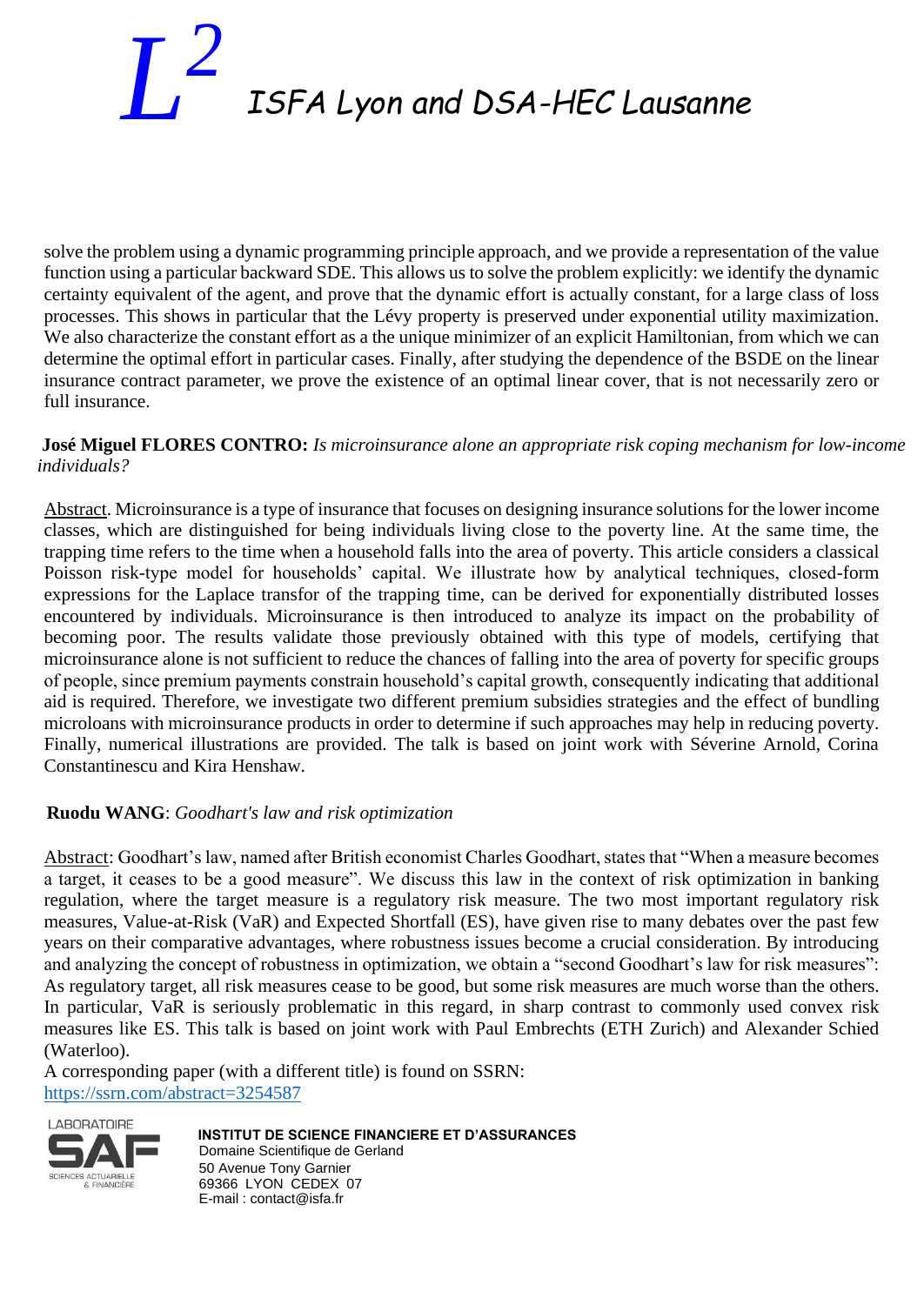solve the problem using a dynamic programming principle approach, and we provide a representation of the value function using a particular backward SDE. This allows us to solve the problem explicitly: we identify the dynamic certainty equivalent of the agent, and prove that the dynamic effort is actually constant, for a large class of loss processes. This shows in particular that the Lévy property is preserved under exponential utility maximization. We also characterize the constant effort as a the unique minimizer of an explicit Hamiltonian, from which we can determine the optimal effort in particular cases. Finally, after studying the dependence of the BSDE on the linear insurance contract parameter, we prove the existence of an optimal linear cover, that is not necessarily zero or full insurance.

**José Miguel FLORES CONTRO:** *Is microinsurance alone an appropriate risk coping mechanism for low-income individuals?*

Abstract. Microinsurance is a type of insurance that focuses on designing insurance solutions for the lower income classes, which are distinguished for being individuals living close to the poverty line. At the same time, the trapping time refers to the time when a household falls into the area of poverty. This article considers a classical Poisson risk-type model for households' capital. We illustrate how by analytical techniques, closed-form expressions for the Laplace transfor of the trapping time, can be derived for exponentially distributed losses encountered by individuals. Microinsurance is then introduced to analyze its impact on the probability of becoming poor. The results validate those previously obtained with this type of models, certifying that microinsurance alone is not sufficient to reduce the chances of falling into the area of poverty for specific groups of people, since premium payments constrain household's capital growth, consequently indicating that additional aid is required. Therefore, we investigate two different premium subsidies strategies and the effect of bundling microloans with microinsurance products in order to determine if such approaches may help in reducing poverty. Finally, numerical illustrations are provided. The talk is based on joint work with Séverine Arnold, Corina Constantinescu and Kira Henshaw.

**Ruodu WANG**: *Goodhart's law and risk optimization*

Abstract: Goodhart's law, named after British economist Charles Goodhart, states that "When a measure becomes a target, it ceases to be a good measure". We discuss this law in the context of risk optimization in banking regulation, where the target measure is a regulatory risk measure. The two most important regulatory risk measures, Value-at-Risk (VaR) and Expected Shortfall (ES), have given rise to many debates over the past few years on their comparative advantages, where robustness issues become a crucial consideration. By introducing and analyzing the concept of robustness in optimization, we obtain a "second Goodhart's law for risk measures": As regulatory target, all risk measures cease to be good, but some risk measures are much worse than the others. In particular, VaR is seriously problematic in this regard, in sharp contrast to commonly used convex risk measures like ES. This talk is based on joint work with Paul Embrechts (ETH Zurich) and Alexander Schied (Waterloo).
A corresponding paper (with a different title) is found on SSRN:
https://ssrn.com/abstract=3254587